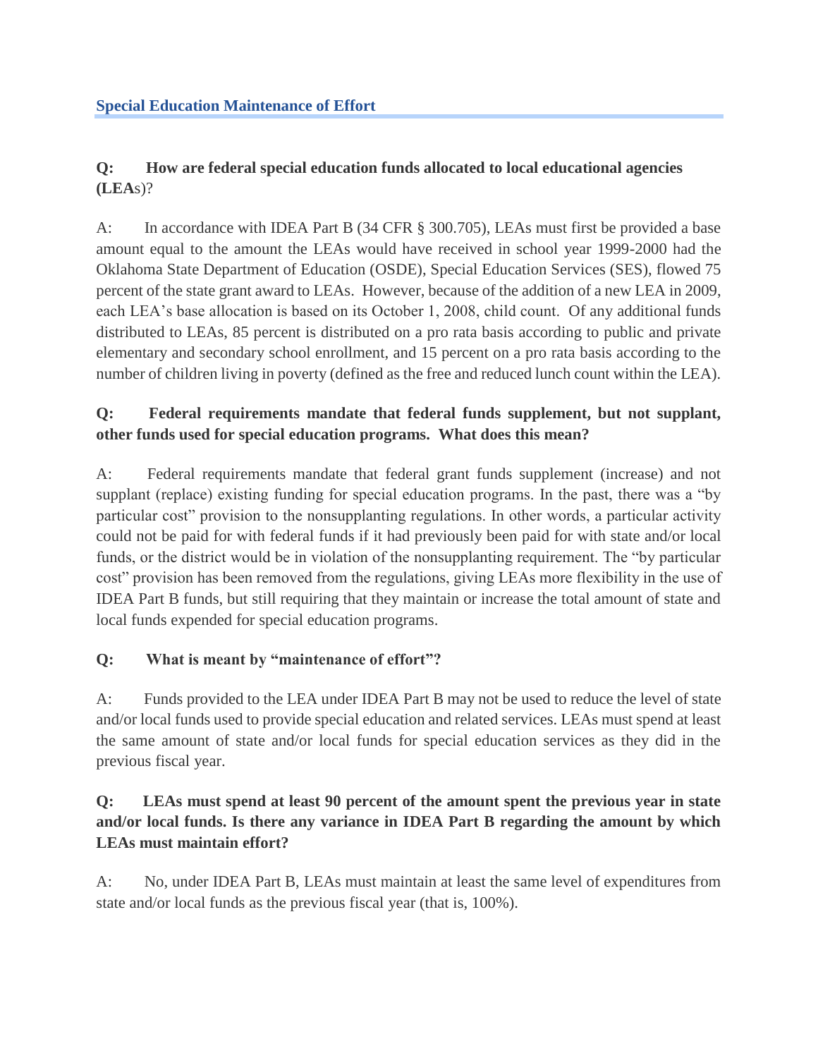## Special Education Maintenance of Effort

**Q: How are federal special education funds allocated to local educational agencies (LEAs)?**

A: In accordance with IDEA Part B (34 CFR § 300.705), LEAs must first be provided a base amount equal to the amount the LEAs would have received in school year 1999-2000 had the Oklahoma State Department of Education (OSDE), Special Education Services (SES), flowed 75 percent of the state grant award to LEAs. However, because of the addition of a new LEA in 2009, each LEA's base allocation is based on its October 1, 2008, child count. Of any additional funds distributed to LEAs, 85 percent is distributed on a pro rata basis according to public and private elementary and secondary school enrollment, and 15 percent on a pro rata basis according to the number of children living in poverty (defined as the free and reduced lunch count within the LEA).

**Q: Federal requirements mandate that federal funds supplement, but not supplant, other funds used for special education programs. What does this mean?**

A: Federal requirements mandate that federal grant funds supplement (increase) and not supplant (replace) existing funding for special education programs. In the past, there was a "by particular cost" provision to the nonsupplanting regulations. In other words, a particular activity could not be paid for with federal funds if it had previously been paid for with state and/or local funds, or the district would be in violation of the nonsupplanting requirement. The "by particular cost" provision has been removed from the regulations, giving LEAs more flexibility in the use of IDEA Part B funds, but still requiring that they maintain or increase the total amount of state and local funds expended for special education programs.

**Q: What is meant by "maintenance of effort"?**

A: Funds provided to the LEA under IDEA Part B may not be used to reduce the level of state and/or local funds used to provide special education and related services. LEAs must spend at least the same amount of state and/or local funds for special education services as they did in the previous fiscal year.

**Q: LEAs must spend at least 90 percent of the amount spent the previous year in state and/or local funds. Is there any variance in IDEA Part B regarding the amount by which LEAs must maintain effort?**

A: No, under IDEA Part B, LEAs must maintain at least the same level of expenditures from state and/or local funds as the previous fiscal year (that is, 100%).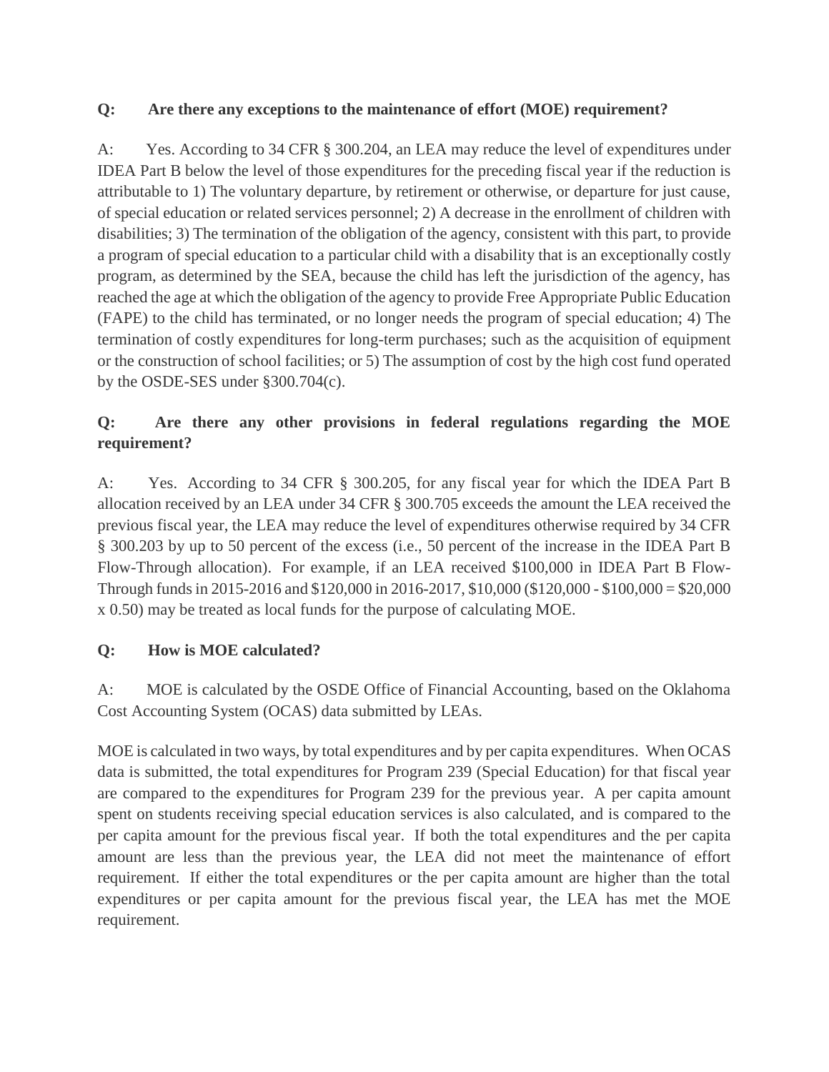**Q: Are there any exceptions to the maintenance of effort (MOE) requirement?**

A: Yes. According to 34 CFR § 300.204, an LEA may reduce the level of expenditures under IDEA Part B below the level of those expenditures for the preceding fiscal year if the reduction is attributable to 1) The voluntary departure, by retirement or otherwise, or departure for just cause, of special education or related services personnel; 2) A decrease in the enrollment of children with disabilities; 3) The termination of the obligation of the agency, consistent with this part, to provide a program of special education to a particular child with a disability that is an exceptionally costly program, as determined by the SEA, because the child has left the jurisdiction of the agency, has reached the age at which the obligation of the agency to provide Free Appropriate Public Education (FAPE) to the child has terminated, or no longer needs the program of special education; 4) The termination of costly expenditures for long-term purchases; such as the acquisition of equipment or the construction of school facilities; or 5) The assumption of cost by the high cost fund operated by the OSDE-SES under §300.704(c).

**Q: Are there any other provisions in federal regulations regarding the MOE requirement?**

A: Yes. According to 34 CFR § 300.205, for any fiscal year for which the IDEA Part B allocation received by an LEA under 34 CFR § 300.705 exceeds the amount the LEA received the previous fiscal year, the LEA may reduce the level of expenditures otherwise required by 34 CFR § 300.203 by up to 50 percent of the excess (i.e., 50 percent of the increase in the IDEA Part B Flow-Through allocation). For example, if an LEA received $100,000 in IDEA Part B Flow-Through funds in 2015-2016 and $120,000 in 2016-2017, $10,000 ($120,000 - $100,000 = $20,000 x 0.50) may be treated as local funds for the purpose of calculating MOE.

**Q: How is MOE calculated?**

A: MOE is calculated by the OSDE Office of Financial Accounting, based on the Oklahoma Cost Accounting System (OCAS) data submitted by LEAs.

MOE is calculated in two ways, by total expenditures and by per capita expenditures. When OCAS data is submitted, the total expenditures for Program 239 (Special Education) for that fiscal year are compared to the expenditures for Program 239 for the previous year. A per capita amount spent on students receiving special education services is also calculated, and is compared to the per capita amount for the previous fiscal year. If both the total expenditures and the per capita amount are less than the previous year, the LEA did not meet the maintenance of effort requirement. If either the total expenditures or the per capita amount are higher than the total expenditures or per capita amount for the previous fiscal year, the LEA has met the MOE requirement.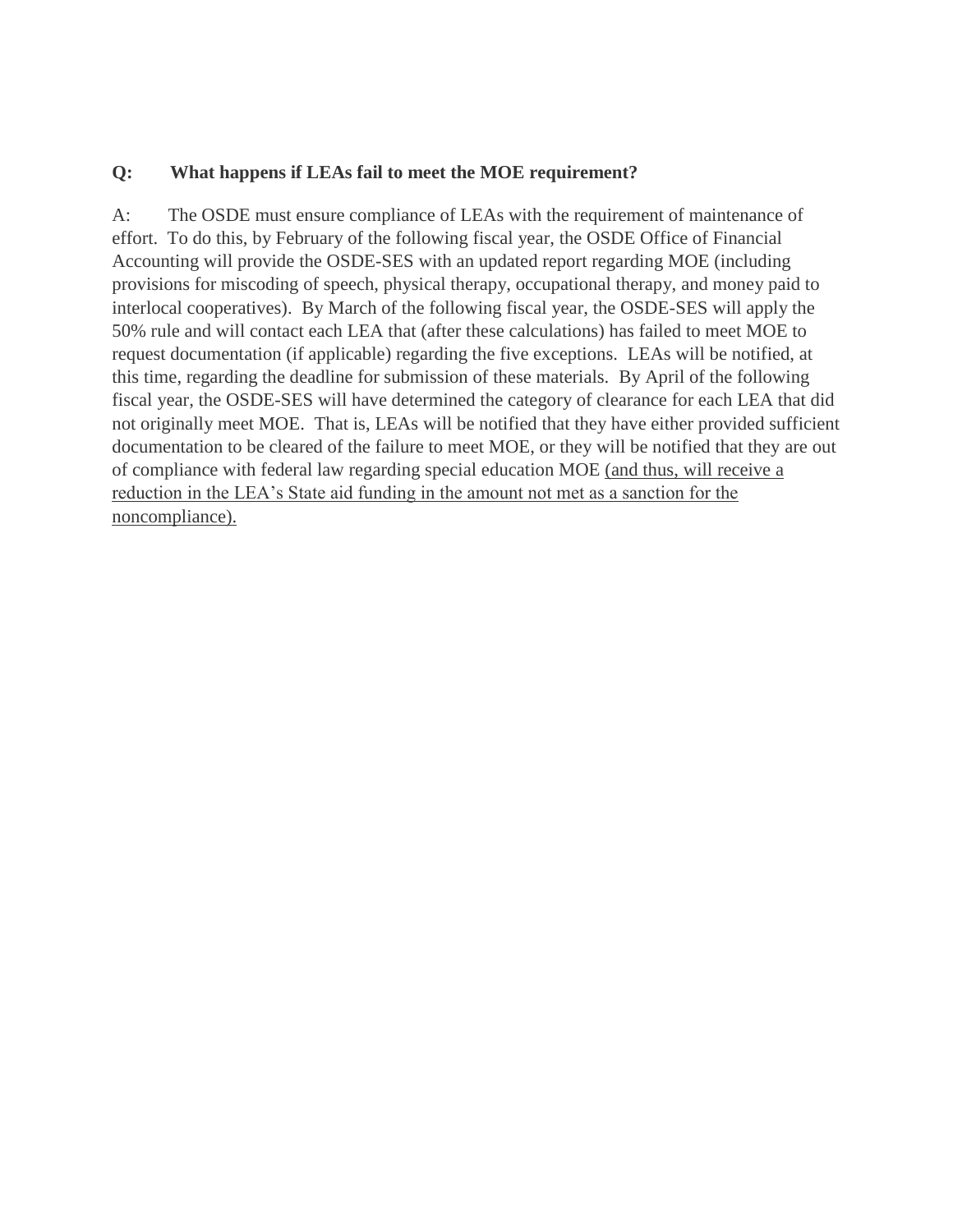**Q: What happens if LEAs fail to meet the MOE requirement?**

A: The OSDE must ensure compliance of LEAs with the requirement of maintenance of effort. To do this, by February of the following fiscal year, the OSDE Office of Financial Accounting will provide the OSDE-SES with an updated report regarding MOE (including provisions for miscoding of speech, physical therapy, occupational therapy, and money paid to interlocal cooperatives). By March of the following fiscal year, the OSDE-SES will apply the 50% rule and will contact each LEA that (after these calculations) has failed to meet MOE to request documentation (if applicable) regarding the five exceptions. LEAs will be notified, at this time, regarding the deadline for submission of these materials. By April of the following fiscal year, the OSDE-SES will have determined the category of clearance for each LEA that did not originally meet MOE. That is, LEAs will be notified that they have either provided sufficient documentation to be cleared of the failure to meet MOE, or they will be notified that they are out of compliance with federal law regarding special education MOE <u>(and thus, will receive a reduction in the LEA's State aid funding in the amount not met as a sanction for the noncompliance).</u>